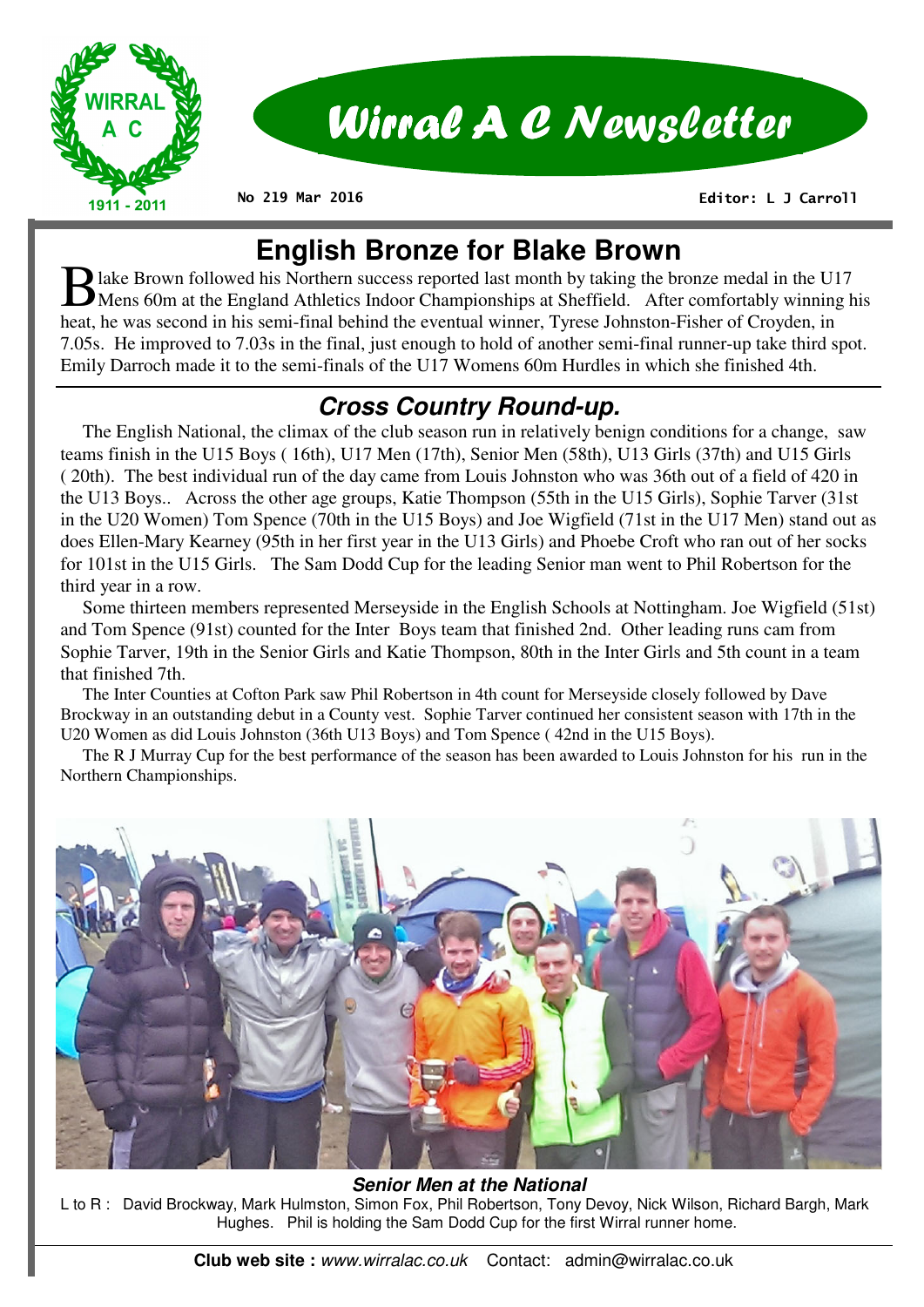# Wirral A C Newsletter

No 219 Mar 2016 — Editor: L J Carroll

## English Bronze for Blake Brown

Blake Brown followed his Northern success reported last month by taking the bronze medal in the U17 Mens 60m at the England Athletics Indoor Championships at Sheffield. After comfortably winning his heat, he was second in his semi-final behind the eventual winner, Tyrese Johnston-Fisher of Croyden, in 7.05s. He improved to 7.03s in the final, just enough to hold of another semi-final runner-up take third spot. Emily Darroch made it to the semi-finals of the U17 Womens 60m Hurdles in which she finished 4th.

## *Cross Country Round-up.*

The English National, the climax of the club season run in relatively benign conditions for a change, saw teams finish in the U15 Boys ( 16th), U17 Men (17th), Senior Men (58th), U13 Girls (37th) and U15 Girls ( 20th). The best individual run of the day came from Louis Johnston who was 36th out of a field of 420 in the U13 Boys.. Across the other age groups, Katie Thompson (55th in the U15 Girls), Sophie Tarver (31st in the U20 Women) Tom Spence (70th in the U15 Boys) and Joe Wigfield (71st in the U17 Men) stand out as does Ellen-Mary Kearney (95th in her first year in the U13 Girls) and Phoebe Croft who ran out of her socks for 101st in the U15 Girls. The Sam Dodd Cup for the leading Senior man went to Phil Robertson for the third year in a row.

Some thirteen members represented Merseyside in the English Schools at Nottingham. Joe Wigfield (51st) and Tom Spence (91st) counted for the Inter Boys team that finished 2nd. Other leading runs cam from Sophie Tarver, 19th in the Senior Girls and Katie Thompson, 80th in the Inter Girls and 5th count in a team that finished 7th.

The Inter Counties at Cofton Park saw Phil Robertson in 4th count for Merseyside closely followed by Dave Brockway in an outstanding debut in a County vest. Sophie Tarver continued her consistent season with 17th in the U20 Women as did Louis Johnston (36th U13 Boys) and Tom Spence ( 42nd in the U15 Boys).

The R J Murray Cup for the best performance of the season has been awarded to Louis Johnston for his run in the Northern Championships.

***Senior Men at the National***

L to R : David Brockway, Mark Hulmston, Simon Fox, Phil Robertson, Tony Devoy, Nick Wilson, Richard Bargh, Mark Hughes. Phil is holding the Sam Dodd Cup for the first Wirral runner home.

**Club web site :** *www.wirralac.co.uk* Contact: admin@wirralac.co.uk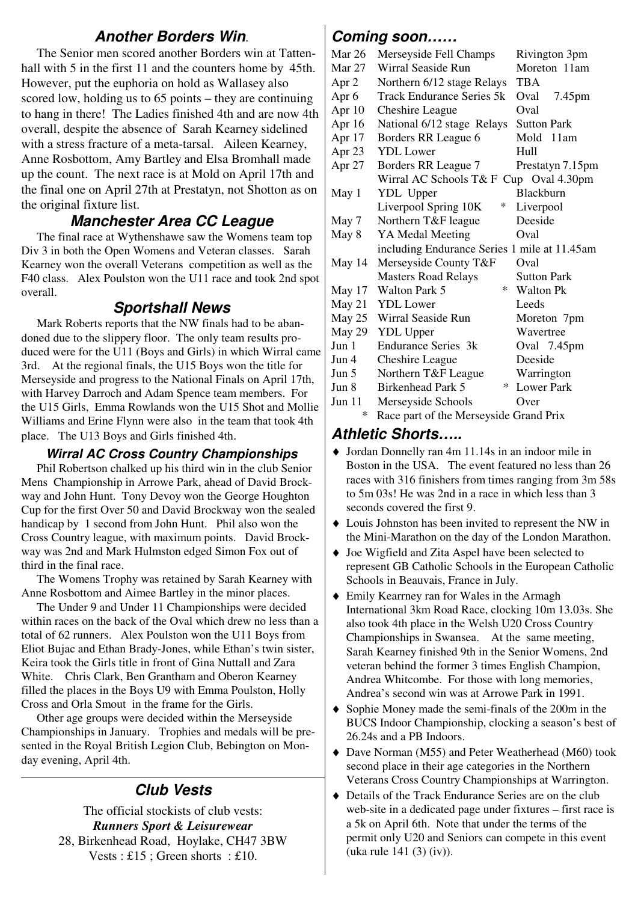## Another Borders Win.

The Senior men scored another Borders win at Tattenhall with 5 in the first 11 and the counters home by 45th. However, put the euphoria on hold as Wallasey also scored low, holding us to 65 points – they are continuing to hang in there! The Ladies finished 4th and are now 4th overall, despite the absence of Sarah Kearney sidelined with a stress fracture of a meta-tarsal. Aileen Kearney, Anne Rosbottom, Amy Bartley and Elsa Bromhall made up the count. The next race is at Mold on April 17th and the final one on April 27th at Prestatyn, not Shotton as on the original fixture list.

## Manchester Area CC League

The final race at Wythenshawe saw the Womens team top Div 3 in both the Open Womens and Veteran classes. Sarah Kearney won the overall Veterans competition as well as the F40 class. Alex Poulston won the U11 race and took 2nd spot overall.

## Sportshall News

Mark Roberts reports that the NW finals had to be abandoned due to the slippery floor. The only team results produced were for the U11 (Boys and Girls) in which Wirral came 3rd. At the regional finals, the U15 Boys won the title for Merseyside and progress to the National Finals on April 17th, with Harvey Darroch and Adam Spence team members. For the U15 Girls, Emma Rowlands won the U15 Shot and Mollie Williams and Erine Flynn were also in the team that took 4th place. The U13 Boys and Girls finished 4th.

### Wirral AC Cross Country Championships

Phil Robertson chalked up his third win in the club Senior Mens Championship in Arrowe Park, ahead of David Brockway and John Hunt. Tony Devoy won the George Houghton Cup for the first Over 50 and David Brockway won the sealed handicap by 1 second from John Hunt. Phil also won the Cross Country league, with maximum points. David Brockway was 2nd and Mark Hulmston edged Simon Fox out of third in the final race.

The Womens Trophy was retained by Sarah Kearney with Anne Rosbottom and Aimee Bartley in the minor places.

The Under 9 and Under 11 Championships were decided within races on the back of the Oval which drew no less than a total of 62 runners. Alex Poulston won the U11 Boys from Eliot Bujac and Ethan Brady-Jones, while Ethan's twin sister, Keira took the Girls title in front of Gina Nuttall and Zara White. Chris Clark, Ben Grantham and Oberon Kearney filled the places in the Boys U9 with Emma Poulston, Holly Cross and Orla Smout in the frame for the Girls.

Other age groups were decided within the Merseyside Championships in January. Trophies and medals will be presented in the Royal British Legion Club, Bebington on Monday evening, April 4th.

## Club Vests

The official stockists of club vests:
***Runners Sport & Leisurewear***
28, Birkenhead Road, Hoylake, CH47 3BW
Vests : £15 ; Green shorts : £10.

## Coming soon……

| | | |
|---|---|---|
| Mar 26 | Merseyside Fell Champs | Rivington 3pm |
| Mar 27 | Wirral Seaside Run | Moreton 11am |
| Apr 2 | Northern 6/12 stage Relays | TBA |
| Apr 6 | Track Endurance Series 5k | Oval 7.45pm |
| Apr 10 | Cheshire League | Oval |
| Apr 16 | National 6/12 stage Relays | Sutton Park |
| Apr 17 | Borders RR League 6 | Mold 11am |
| Apr 23 | YDL Lower | Hull |
| Apr 27 | Borders RR League 7 | Prestatyn 7.15pm |
| | Wirral AC Schools T& F Cup | Oval 4.30pm |
| May 1 | YDL Upper | Blackburn |
| | Liverpool Spring 10K * | Liverpool |
| May 7 | Northern T&F league | Deeside |
| May 8 | YA Medal Meeting | Oval |
| | including Endurance Series 1 mile at 11.45am | |
| May 14 | Merseyside County T&F | Oval |
| | Masters Road Relays | Sutton Park |
| May 17 | Walton Park 5 * | Walton Pk |
| May 21 | YDL Lower | Leeds |
| May 25 | Wirral Seaside Run | Moreton 7pm |
| May 29 | YDL Upper | Wavertree |
| Jun 1 | Endurance Series 3k | Oval 7.45pm |
| Jun 4 | Cheshire League | Deeside |
| Jun 5 | Northern T&F League | Warrington |
| Jun 8 | Birkenhead Park 5 * | Lower Park |
| Jun 11 | Merseyside Schools | Over |

\* Race part of the Merseyside Grand Prix

## Athletic Shorts…..

- Jordan Donnelly ran 4m 11.14s in an indoor mile in Boston in the USA. The event featured no less than 26 races with 316 finishers from times ranging from 3m 58s to 5m 03s! He was 2nd in a race in which less than 3 seconds covered the first 9.
- Louis Johnston has been invited to represent the NW in the Mini-Marathon on the day of the London Marathon.
- Joe Wigfield and Zita Aspel have been selected to represent GB Catholic Schools in the European Catholic Schools in Beauvais, France in July.
- Emily Kearrney ran for Wales in the Armagh International 3km Road Race, clocking 10m 13.03s. She also took 4th place in the Welsh U20 Cross Country Championships in Swansea. At the same meeting, Sarah Kearney finished 9th in the Senior Womens, 2nd veteran behind the former 3 times English Champion, Andrea Whitcombe. For those with long memories, Andrea's second win was at Arrowe Park in 1991.
- Sophie Money made the semi-finals of the 200m in the BUCS Indoor Championship, clocking a season's best of 26.24s and a PB Indoors.
- Dave Norman (M55) and Peter Weatherhead (M60) took second place in their age categories in the Northern Veterans Cross Country Championships at Warrington.
- Details of the Track Endurance Series are on the club web-site in a dedicated page under fixtures – first race is a 5k on April 6th. Note that under the terms of the permit only U20 and Seniors can compete in this event (uka rule 141 (3) (iv)).